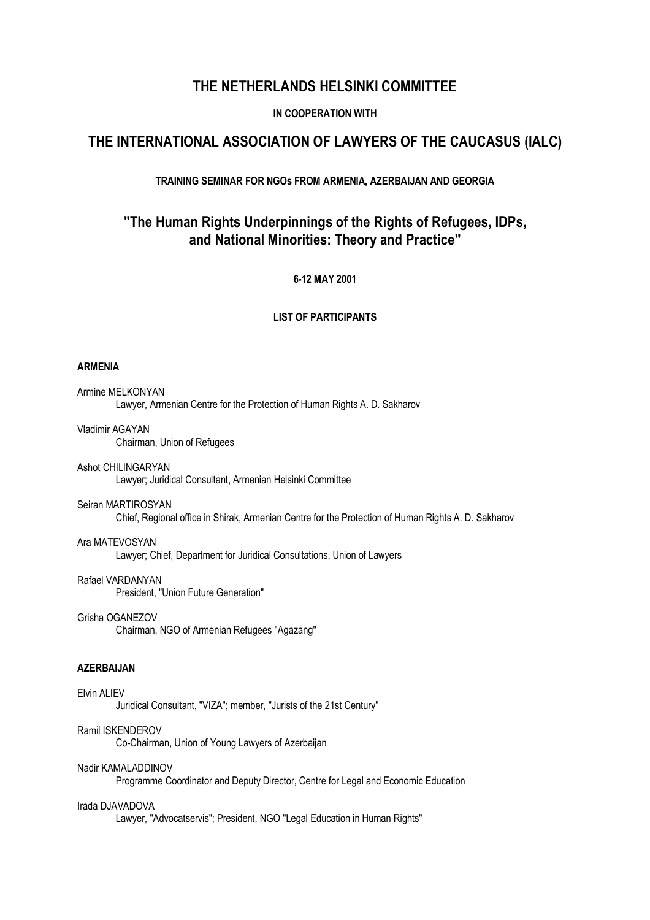# THE NETHERLANDS HELSINKI COMMITTEE

**IN COOPERATION WITH**

# THE INTERNATIONAL ASSOCIATION OF LAWYERS OF THE CAUCASUS (IALC)

**TRAINING SEMINAR FOR NGOs FROM ARMENIA, AZERBAIJAN AND GEORGIA**

## "The Human Rights Underpinnings of the Rights of Refugees, IDPs, and National Minorities: Theory and Practice"

**6-12 MAY 2001**

**LIST OF PARTICIPANTS**

### ARMENIA

Armine MELKONYAN
Lawyer, Armenian Centre for the Protection of Human Rights A. D. Sakharov

Vladimir AGAYAN
Chairman, Union of Refugees

Ashot CHILINGARYAN
Lawyer; Juridical Consultant, Armenian Helsinki Committee

Seiran MARTIROSYAN
Chief, Regional office in Shirak, Armenian Centre for the Protection of Human Rights A. D. Sakharov

Ara MATEVOSYAN
Lawyer; Chief, Department for Juridical Consultations, Union of Lawyers

Rafael VARDANYAN
President, "Union Future Generation"

Grisha OGANEZOV
Chairman, NGO of Armenian Refugees "Agazang"

### AZERBAIJAN

Elvin ALIEV
Juridical Consultant, "VIZA"; member, "Jurists of the 21st Century"

Ramil ISKENDEROV
Co-Chairman, Union of Young Lawyers of Azerbaijan

Nadir KAMALADDINOV
Programme Coordinator and Deputy Director, Centre for Legal and Economic Education

Irada DJAVADOVA
Lawyer, "Advocatservis"; President, NGO "Legal Education in Human Rights"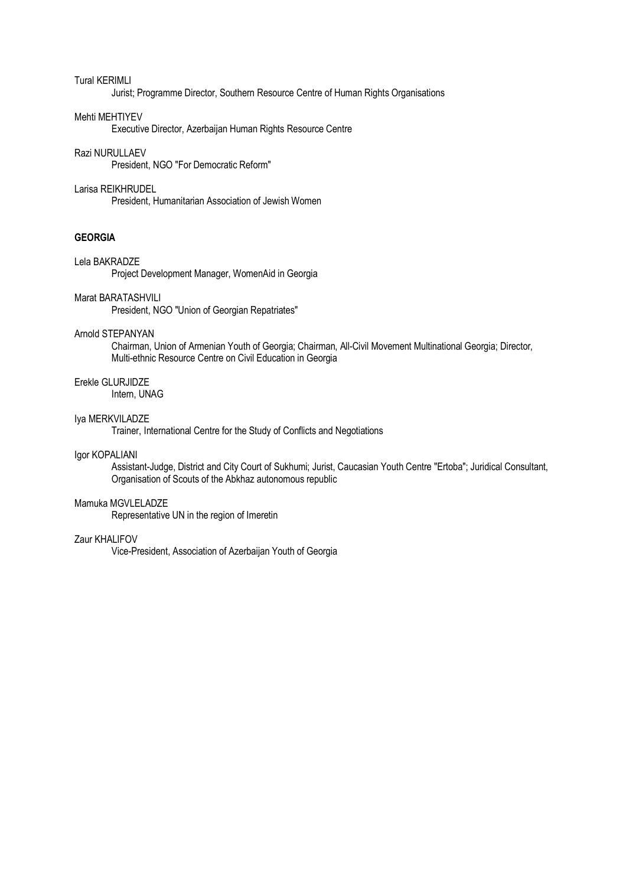Tural KERIMLI

Jurist; Programme Director, Southern Resource Centre of Human Rights Organisations

Mehti MEHTIYEV

Executive Director, Azerbaijan Human Rights Resource Centre

Razi NURULLAEV

President, NGO "For Democratic Reform"

Larisa REIKHRUDEL

President, Humanitarian Association of Jewish Women

**GEORGIA**

Lela BAKRADZE

Project Development Manager, WomenAid in Georgia

Marat BARATASHVILI

President, NGO "Union of Georgian Repatriates"

Arnold STEPANYAN

Chairman, Union of Armenian Youth of Georgia; Chairman, All-Civil Movement Multinational Georgia; Director, Multi-ethnic Resource Centre on Civil Education in Georgia

Erekle GLURJIDZE

Intern, UNAG

Iya MERKVILADZE

Trainer, International Centre for the Study of Conflicts and Negotiations

Igor KOPALIANI

Assistant-Judge, District and City Court of Sukhumi; Jurist, Caucasian Youth Centre "Ertoba"; Juridical Consultant, Organisation of Scouts of the Abkhaz autonomous republic

Mamuka MGVLELADZE

Representative UN in the region of Imeretin

Zaur KHALIFOV

Vice-President, Association of Azerbaijan Youth of Georgia